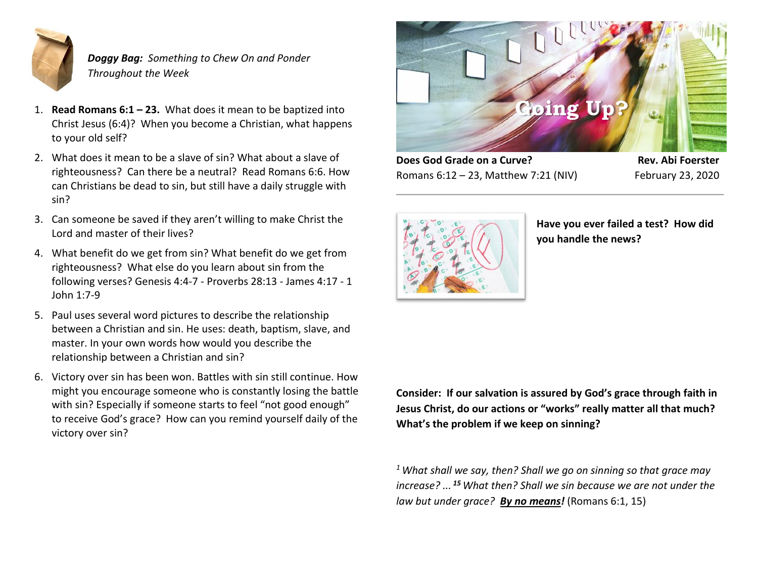*Doggy Bag: Something to Chew On and Ponder Throughout the Week*

1. **Read Romans 6:1 – 23.** What does it mean to be baptized into Christ Jesus (6:4)? When you become a Christian, what happens to your old self?
2. What does it mean to be a slave of sin? What about a slave of righteousness? Can there be a neutral? Read Romans 6:6. How can Christians be dead to sin, but still have a daily struggle with sin?
3. Can someone be saved if they aren't willing to make Christ the Lord and master of their lives?
4. What benefit do we get from sin? What benefit do we get from righteousness? What else do you learn about sin from the following verses? Genesis 4:4-7 - Proverbs 28:13 - James 4:17 - 1 John 1:7-9
5. Paul uses several word pictures to describe the relationship between a Christian and sin. He uses: death, baptism, slave, and master. In your own words how would you describe the relationship between a Christian and sin?
6. Victory over sin has been won. Battles with sin still continue. How might you encourage someone who is constantly losing the battle with sin? Especially if someone starts to feel "not good enough" to receive God's grace? How can you remind yourself daily of the victory over sin?

# Going Up?

**Does God Grade on a Curve?**
Romans 6:12 – 23, Matthew 7:21 (NIV)

**Rev. Abi Foerster**
February 23, 2020

---

**Have you ever failed a test? How did you handle the news?**

**Consider: If our salvation is assured by God's grace through faith in Jesus Christ, do our actions or "works" really matter all that much? What's the problem if we keep on sinning?**

*[1] What shall we say, then? Shall we go on sinning so that grace may increase? ... [15] What then? Shall we sin because we are not under the law but under grace? **By no means!*** (Romans 6:1, 15)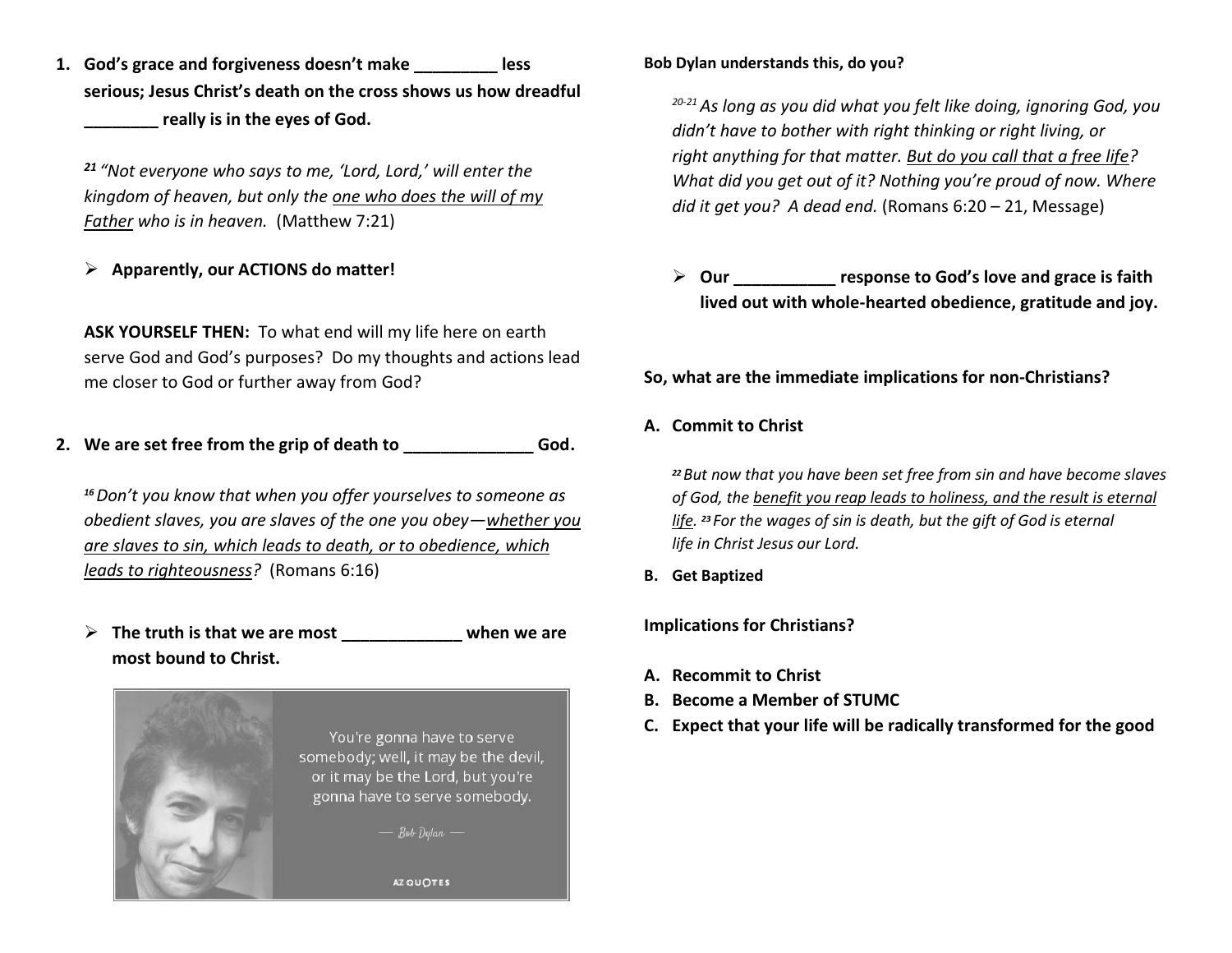1. **God's grace and forgiveness doesn't make _________ less serious; Jesus Christ's death on the cross shows us how dreadful ________ really is in the eyes of God.**

   ***21*** *"Not everyone who says to me, 'Lord, Lord,' will enter the kingdom of heaven, but only the <u>one who does the will of my Father</u> who is in heaven.* (Matthew 7:21)

   - **Apparently, our ACTIONS do matter!**

   **ASK YOURSELF THEN:** To what end will my life here on earth serve God and God's purposes? Do my thoughts and actions lead me closer to God or further away from God?

2. **We are set free from the grip of death to ______________ God.**

   ***16*** *Don't you know that when you offer yourselves to someone as obedient slaves, you are slaves of the one you obey—<u>whether you are slaves to sin, which leads to death, or to obedience, which leads to righteousness</u>?* (Romans 6:16)

   - **The truth is that we are most _____________ when we are most bound to Christ.**

You're gonna have to serve somebody; well, it may be the devil, or it may be the Lord, but you're gonna have to serve somebody.

— Bob Dylan —

AZ QUOTES

**Bob Dylan understands this, do you?**

*20-21 As long as you did what you felt like doing, ignoring God, you didn't have to bother with right thinking or right living, or right anything for that matter. <u>But do you call that a free life</u>? What did you get out of it? Nothing you're proud of now. Where did it get you? A dead end.* (Romans 6:20 – 21, Message)

- **Our ___________ response to God's love and grace is faith lived out with whole-hearted obedience, gratitude and joy.**

**So, what are the immediate implications for non-Christians?**

**A. Commit to Christ**

*22 But now that you have been set free from sin and have become slaves of God, the <u>benefit you reap leads to holiness, and the result is eternal life</u>. 23 For the wages of sin is death, but the gift of God is eternal life in Christ Jesus our Lord.*

**B. Get Baptized**

**Implications for Christians?**

**A. Recommit to Christ**
**B. Become a Member of STUMC**
**C. Expect that your life will be radically transformed for the good**